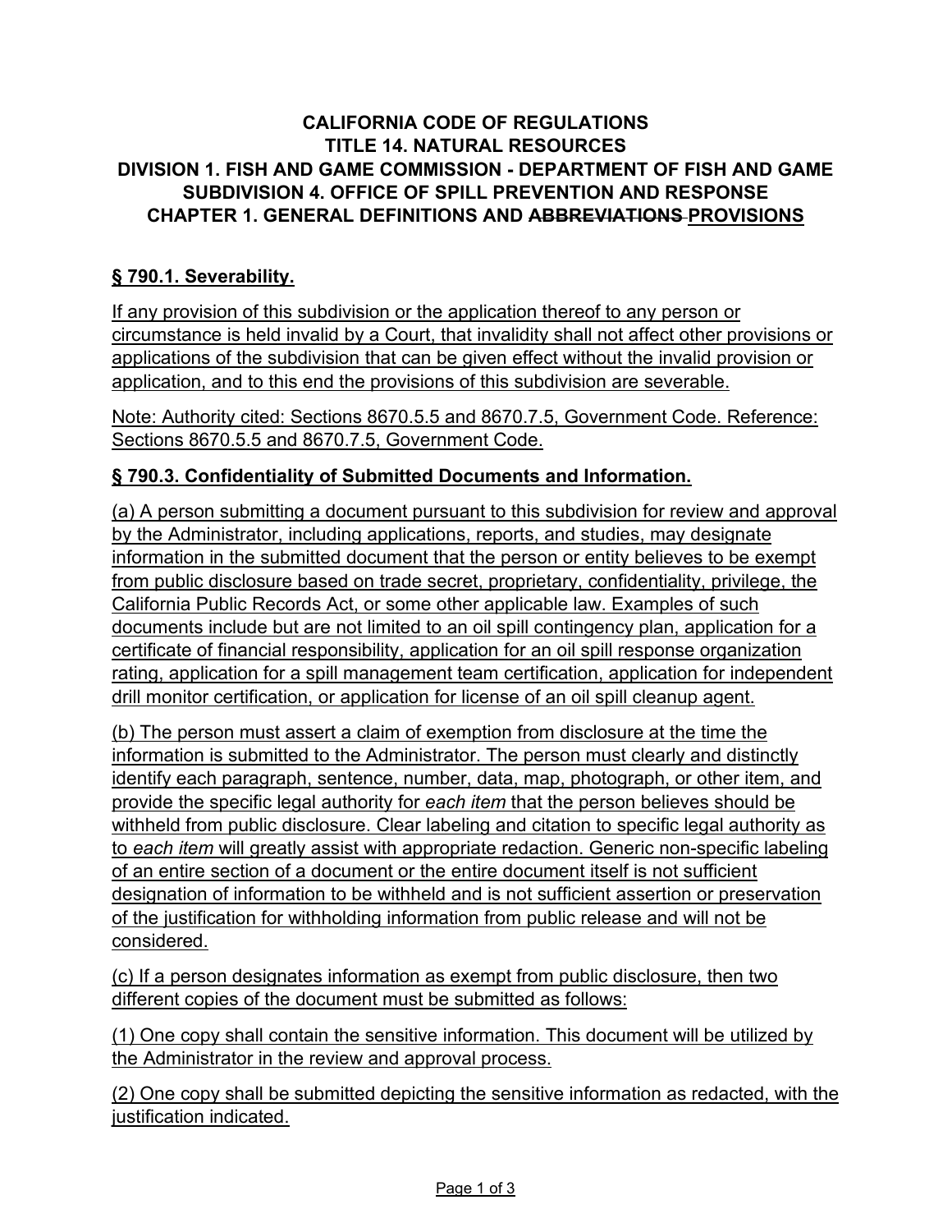# CALIFORNIA CODE OF REGULATIONS
# TITLE 14. NATURAL RESOURCES
# DIVISION 1. FISH AND GAME COMMISSION - DEPARTMENT OF FISH AND GAME
# SUBDIVISION 4. OFFICE OF SPILL PREVENTION AND RESPONSE
# CHAPTER 1. GENERAL DEFINITIONS AND ~~ABBREVIATIONS~~ <u>PROVISIONS</u>

## <u>§ 790.1. Severability.</u>

<u>If any provision of this subdivision or the application thereof to any person or circumstance is held invalid by a Court, that invalidity shall not affect other provisions or applications of the subdivision that can be given effect without the invalid provision or application, and to this end the provisions of this subdivision are severable.</u>

<u>Note: Authority cited: Sections 8670.5.5 and 8670.7.5, Government Code. Reference: Sections 8670.5.5 and 8670.7.5, Government Code.</u>

## <u>§ 790.3. Confidentiality of Submitted Documents and Information.</u>

<u>(a) A person submitting a document pursuant to this subdivision for review and approval by the Administrator, including applications, reports, and studies, may designate information in the submitted document that the person or entity believes to be exempt from public disclosure based on trade secret, proprietary, confidentiality, privilege, the California Public Records Act, or some other applicable law. Examples of such documents include but are not limited to an oil spill contingency plan, application for a certificate of financial responsibility, application for an oil spill response organization rating, application for a spill management team certification, application for independent drill monitor certification, or application for license of an oil spill cleanup agent.</u>

<u>(b) The person must assert a claim of exemption from disclosure at the time the information is submitted to the Administrator. The person must clearly and distinctly identify each paragraph, sentence, number, data, map, photograph, or other item, and provide the specific legal authority for *each item* that the person believes should be withheld from public disclosure. Clear labeling and citation to specific legal authority as to *each item* will greatly assist with appropriate redaction. Generic non-specific labeling of an entire section of a document or the entire document itself is not sufficient designation of information to be withheld and is not sufficient assertion or preservation of the justification for withholding information from public release and will not be considered.</u>

<u>(c) If a person designates information as exempt from public disclosure, then two different copies of the document must be submitted as follows:</u>

<u>(1) One copy shall contain the sensitive information. This document will be utilized by the Administrator in the review and approval process.</u>

<u>(2) One copy shall be submitted depicting the sensitive information as redacted, with the justification indicated.</u>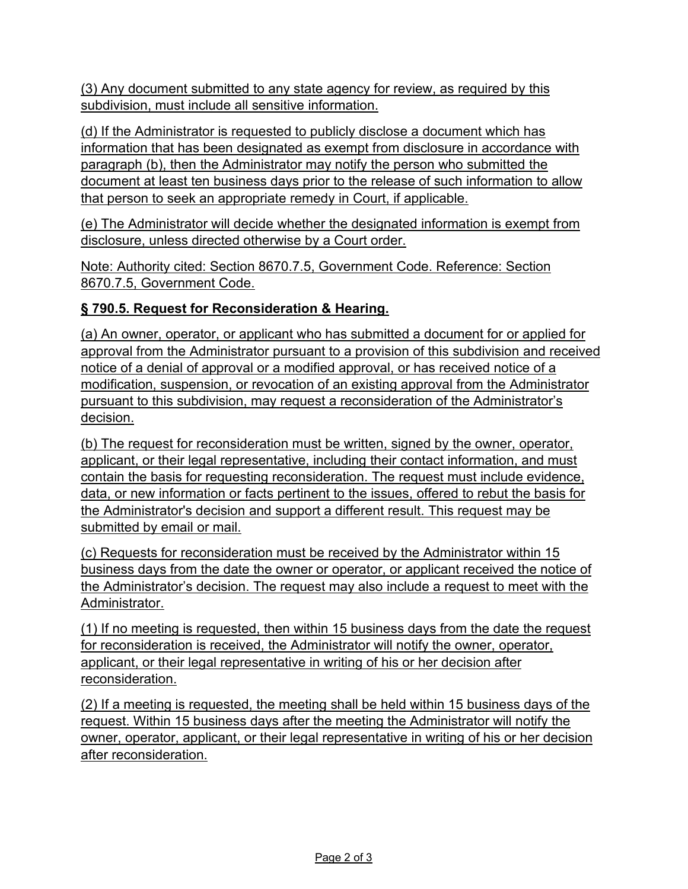(3) Any document submitted to any state agency for review, as required by this subdivision, must include all sensitive information.

(d) If the Administrator is requested to publicly disclose a document which has information that has been designated as exempt from disclosure in accordance with paragraph (b), then the Administrator may notify the person who submitted the document at least ten business days prior to the release of such information to allow that person to seek an appropriate remedy in Court, if applicable.

(e) The Administrator will decide whether the designated information is exempt from disclosure, unless directed otherwise by a Court order.

Note: Authority cited: Section 8670.7.5, Government Code. Reference: Section 8670.7.5, Government Code.

**§ 790.5. Request for Reconsideration & Hearing.**

(a) An owner, operator, or applicant who has submitted a document for or applied for approval from the Administrator pursuant to a provision of this subdivision and received notice of a denial of approval or a modified approval, or has received notice of a modification, suspension, or revocation of an existing approval from the Administrator pursuant to this subdivision, may request a reconsideration of the Administrator's decision.

(b) The request for reconsideration must be written, signed by the owner, operator, applicant, or their legal representative, including their contact information, and must contain the basis for requesting reconsideration. The request must include evidence, data, or new information or facts pertinent to the issues, offered to rebut the basis for the Administrator's decision and support a different result. This request may be submitted by email or mail.

(c) Requests for reconsideration must be received by the Administrator within 15 business days from the date the owner or operator, or applicant received the notice of the Administrator's decision. The request may also include a request to meet with the Administrator.

(1) If no meeting is requested, then within 15 business days from the date the request for reconsideration is received, the Administrator will notify the owner, operator, applicant, or their legal representative in writing of his or her decision after reconsideration.

(2) If a meeting is requested, the meeting shall be held within 15 business days of the request. Within 15 business days after the meeting the Administrator will notify the owner, operator, applicant, or their legal representative in writing of his or her decision after reconsideration.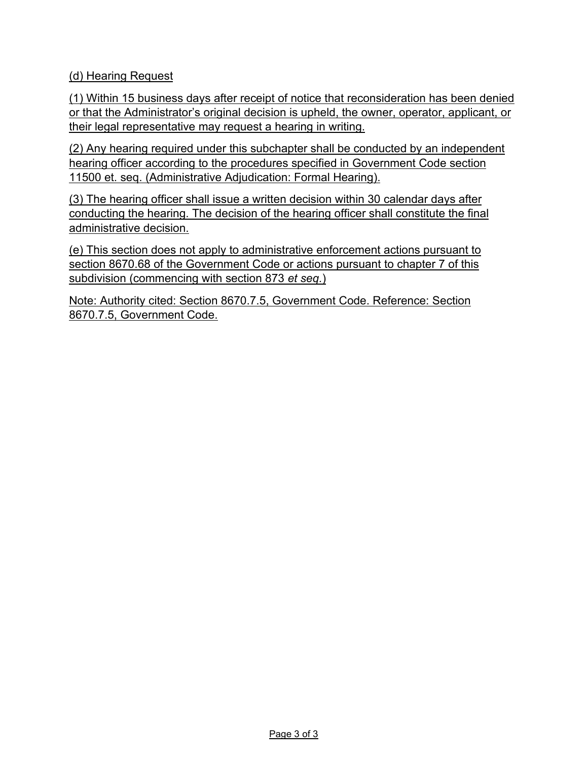(d) Hearing Request

(1) Within 15 business days after receipt of notice that reconsideration has been denied or that the Administrator's original decision is upheld, the owner, operator, applicant, or their legal representative may request a hearing in writing.

(2) Any hearing required under this subchapter shall be conducted by an independent hearing officer according to the procedures specified in Government Code section 11500 et. seq. (Administrative Adjudication: Formal Hearing).

(3) The hearing officer shall issue a written decision within 30 calendar days after conducting the hearing. The decision of the hearing officer shall constitute the final administrative decision.

(e) This section does not apply to administrative enforcement actions pursuant to section 8670.68 of the Government Code or actions pursuant to chapter 7 of this subdivision (commencing with section 873 *et seq.*)

Note: Authority cited: Section 8670.7.5, Government Code. Reference: Section 8670.7.5, Government Code.